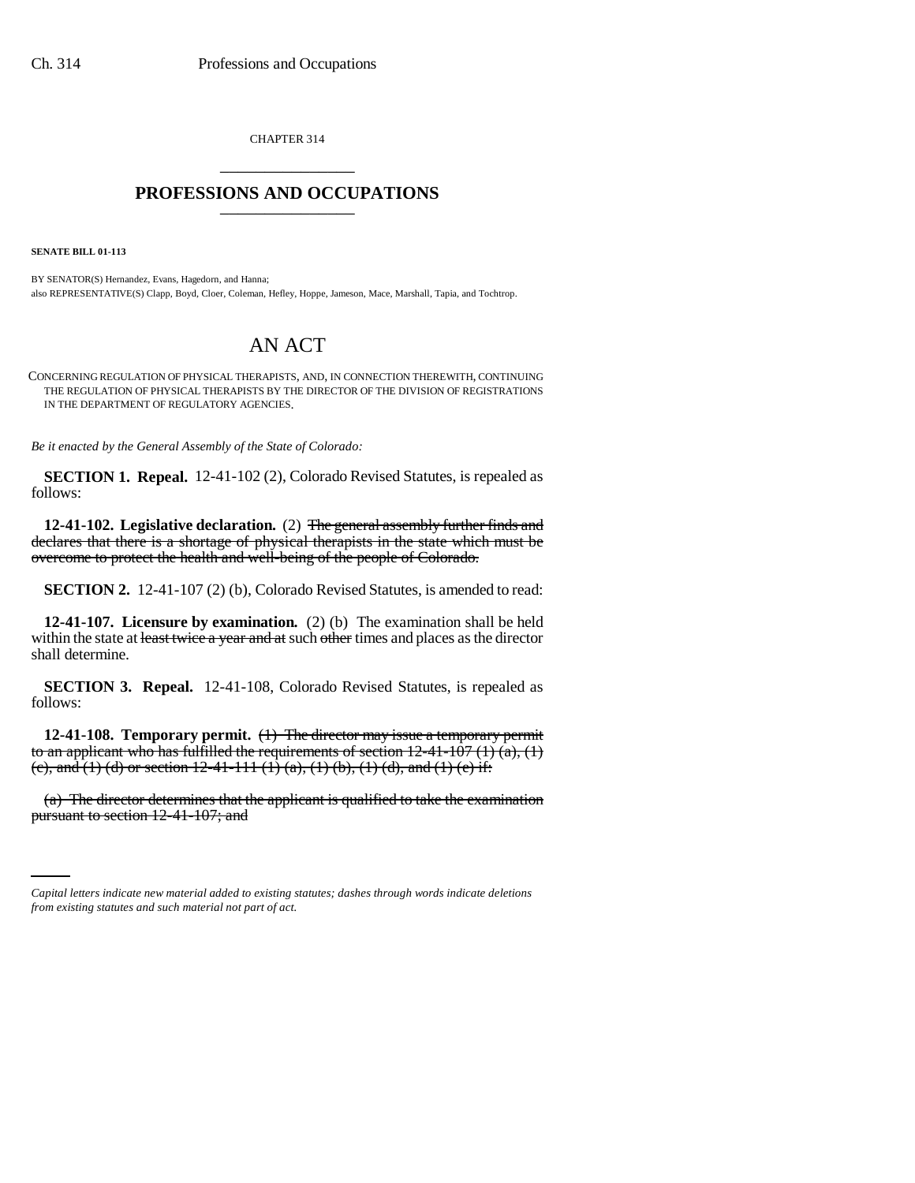CHAPTER 314

# PROFESSIONS AND OCCUPATIONS

**SENATE BILL 01-113**

BY SENATOR(S) Hernandez, Evans, Hagedorn, and Hanna;
also REPRESENTATIVE(S) Clapp, Boyd, Cloer, Coleman, Hefley, Hoppe, Jameson, Mace, Marshall, Tapia, and Tochtrop.

## AN ACT

CONCERNING REGULATION OF PHYSICAL THERAPISTS, AND, IN CONNECTION THEREWITH, CONTINUING THE REGULATION OF PHYSICAL THERAPISTS BY THE DIRECTOR OF THE DIVISION OF REGISTRATIONS IN THE DEPARTMENT OF REGULATORY AGENCIES.

*Be it enacted by the General Assembly of the State of Colorado:*

**SECTION 1. Repeal.** 12-41-102 (2), Colorado Revised Statutes, is repealed as follows:

**12-41-102. Legislative declaration.** (2) ~~The general assembly further finds and declares that there is a shortage of physical therapists in the state which must be overcome to protect the health and well-being of the people of Colorado.~~

**SECTION 2.** 12-41-107 (2) (b), Colorado Revised Statutes, is amended to read:

**12-41-107. Licensure by examination.** (2) (b) The examination shall be held within the state at ~~least twice a year and at~~ such ~~other~~ times and places as the director shall determine.

**SECTION 3. Repeal.** 12-41-108, Colorado Revised Statutes, is repealed as follows:

**12-41-108. Temporary permit.** ~~(1) The director may issue a temporary permit to an applicant who has fulfilled the requirements of section 12-41-107 (1) (a), (1) (c), and (1) (d) or section 12-41-111 (1) (a), (1) (b), (1) (d), and (1) (e) if:~~

~~(a) The director determines that the applicant is qualified to take the examination pursuant to section 12-41-107; and~~

*Capital letters indicate new material added to existing statutes; dashes through words indicate deletions from existing statutes and such material not part of act.*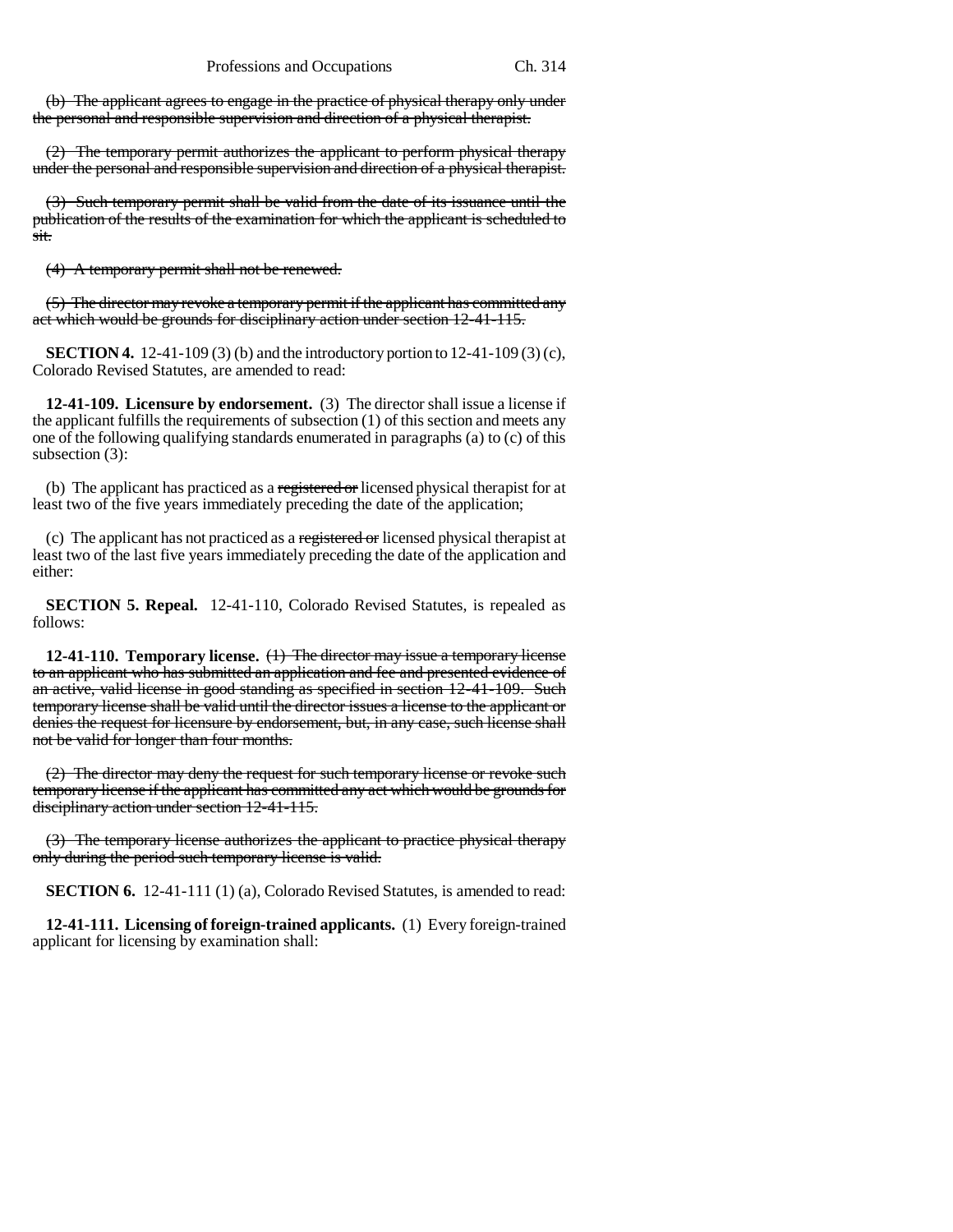(b) The applicant agrees to engage in the practice of physical therapy only under the personal and responsible supervision and direction of a physical therapist.

(2) The temporary permit authorizes the applicant to perform physical therapy under the personal and responsible supervision and direction of a physical therapist.

(3) Such temporary permit shall be valid from the date of its issuance until the publication of the results of the examination for which the applicant is scheduled to sit.

(4) A temporary permit shall not be renewed.

(5) The director may revoke a temporary permit if the applicant has committed any act which would be grounds for disciplinary action under section 12-41-115.

**SECTION 4.** 12-41-109 (3) (b) and the introductory portion to 12-41-109 (3) (c), Colorado Revised Statutes, are amended to read:

**12-41-109. Licensure by endorsement.** (3) The director shall issue a license if the applicant fulfills the requirements of subsection (1) of this section and meets any one of the following qualifying standards enumerated in paragraphs (a) to (c) of this subsection (3):

(b) The applicant has practiced as a registered or licensed physical therapist for at least two of the five years immediately preceding the date of the application;

(c) The applicant has not practiced as a registered or licensed physical therapist at least two of the last five years immediately preceding the date of the application and either:

**SECTION 5. Repeal.** 12-41-110, Colorado Revised Statutes, is repealed as follows:

**12-41-110. Temporary license.** (1) The director may issue a temporary license to an applicant who has submitted an application and fee and presented evidence of an active, valid license in good standing as specified in section 12-41-109. Such temporary license shall be valid until the director issues a license to the applicant or denies the request for licensure by endorsement, but, in any case, such license shall not be valid for longer than four months.

(2) The director may deny the request for such temporary license or revoke such temporary license if the applicant has committed any act which would be grounds for disciplinary action under section 12-41-115.

(3) The temporary license authorizes the applicant to practice physical therapy only during the period such temporary license is valid.

**SECTION 6.** 12-41-111 (1) (a), Colorado Revised Statutes, is amended to read:

**12-41-111. Licensing of foreign-trained applicants.** (1) Every foreign-trained applicant for licensing by examination shall: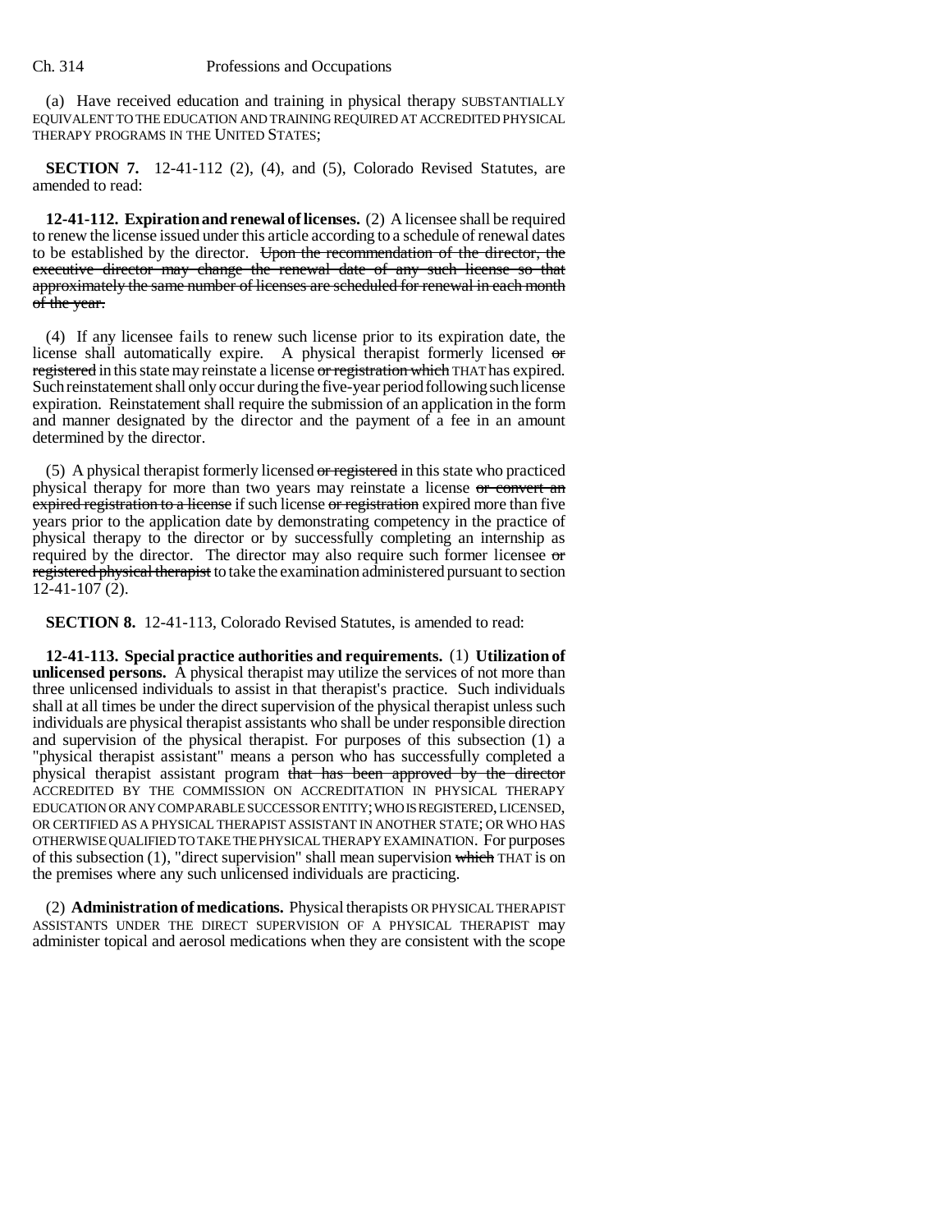(a) Have received education and training in physical therapy SUBSTANTIALLY EQUIVALENT TO THE EDUCATION AND TRAINING REQUIRED AT ACCREDITED PHYSICAL THERAPY PROGRAMS IN THE UNITED STATES;

**SECTION 7.** 12-41-112 (2), (4), and (5), Colorado Revised Statutes, are amended to read:

**12-41-112. Expiration and renewal of licenses.** (2) A licensee shall be required to renew the license issued under this article according to a schedule of renewal dates to be established by the director. ~~Upon the recommendation of the director, the executive director may change the renewal date of any such license so that approximately the same number of licenses are scheduled for renewal in each month of the year.~~

(4) If any licensee fails to renew such license prior to its expiration date, the license shall automatically expire. A physical therapist formerly licensed ~~or registered~~ in this state may reinstate a license ~~or registration which~~ THAT has expired. Such reinstatement shall only occur during the five-year period following such license expiration. Reinstatement shall require the submission of an application in the form and manner designated by the director and the payment of a fee in an amount determined by the director.

(5) A physical therapist formerly licensed ~~or registered~~ in this state who practiced physical therapy for more than two years may reinstate a license ~~or convert an expired registration to a license~~ if such license ~~or registration~~ expired more than five years prior to the application date by demonstrating competency in the practice of physical therapy to the director or by successfully completing an internship as required by the director. The director may also require such former licensee ~~or registered physical therapist~~ to take the examination administered pursuant to section 12-41-107 (2).

**SECTION 8.** 12-41-113, Colorado Revised Statutes, is amended to read:

**12-41-113. Special practice authorities and requirements.** (1) **Utilization of unlicensed persons.** A physical therapist may utilize the services of not more than three unlicensed individuals to assist in that therapist's practice. Such individuals shall at all times be under the direct supervision of the physical therapist unless such individuals are physical therapist assistants who shall be under responsible direction and supervision of the physical therapist. For purposes of this subsection (1) a "physical therapist assistant" means a person who has successfully completed a physical therapist assistant program ~~that has been approved by the director~~ ACCREDITED BY THE COMMISSION ON ACCREDITATION IN PHYSICAL THERAPY EDUCATION OR ANY COMPARABLE SUCCESSOR ENTITY; WHO IS REGISTERED, LICENSED, OR CERTIFIED AS A PHYSICAL THERAPIST ASSISTANT IN ANOTHER STATE; OR WHO HAS OTHERWISE QUALIFIED TO TAKE THE PHYSICAL THERAPY EXAMINATION. For purposes of this subsection (1), "direct supervision" shall mean supervision ~~which~~ THAT is on the premises where any such unlicensed individuals are practicing.

(2) **Administration of medications.** Physical therapists OR PHYSICAL THERAPIST ASSISTANTS UNDER THE DIRECT SUPERVISION OF A PHYSICAL THERAPIST may administer topical and aerosol medications when they are consistent with the scope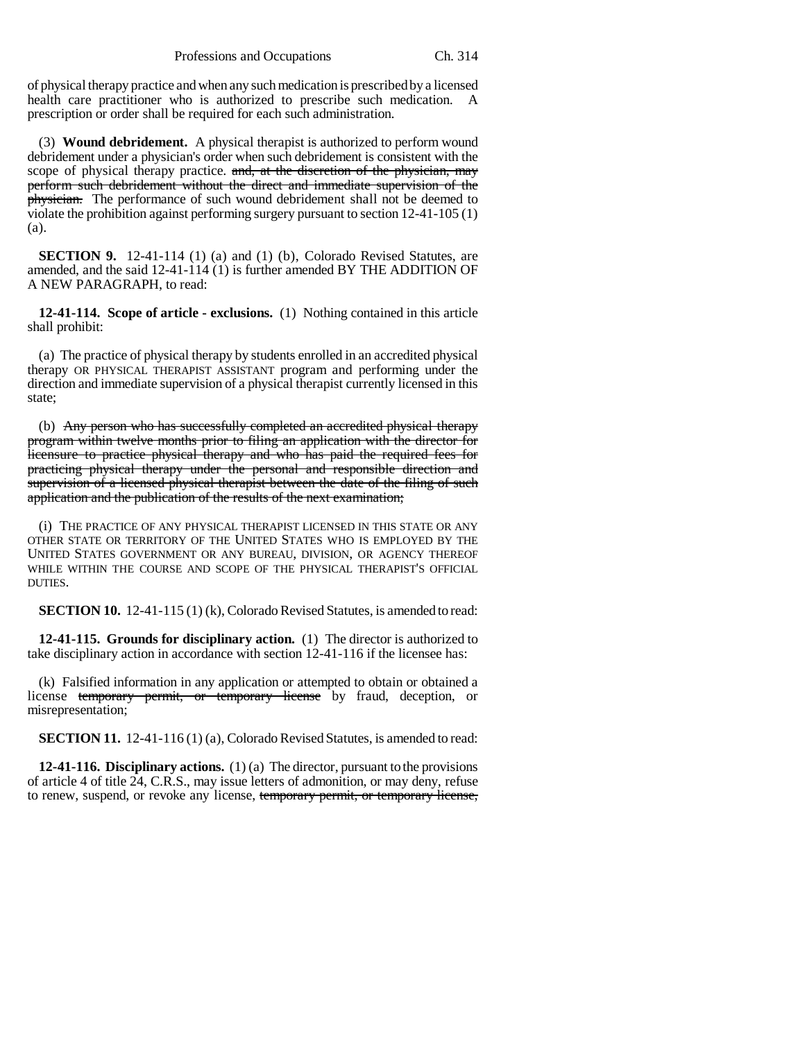of physical therapy practice and when any such medication is prescribed by a licensed health care practitioner who is authorized to prescribe such medication. A prescription or order shall be required for each such administration.

(3) **Wound debridement.** A physical therapist is authorized to perform wound debridement under a physician's order when such debridement is consistent with the scope of physical therapy practice. ~~and, at the discretion of the physician, may perform such debridement without the direct and immediate supervision of the physician.~~ The performance of such wound debridement shall not be deemed to violate the prohibition against performing surgery pursuant to section 12-41-105 (1) (a).

**SECTION 9.** 12-41-114 (1) (a) and (1) (b), Colorado Revised Statutes, are amended, and the said 12-41-114 (1) is further amended BY THE ADDITION OF A NEW PARAGRAPH, to read:

**12-41-114. Scope of article - exclusions.** (1) Nothing contained in this article shall prohibit:

(a) The practice of physical therapy by students enrolled in an accredited physical therapy OR PHYSICAL THERAPIST ASSISTANT program and performing under the direction and immediate supervision of a physical therapist currently licensed in this state;

(b) ~~Any person who has successfully completed an accredited physical therapy program within twelve months prior to filing an application with the director for licensure to practice physical therapy and who has paid the required fees for practicing physical therapy under the personal and responsible direction and supervision of a licensed physical therapist between the date of the filing of such application and the publication of the results of the next examination;~~

(i) THE PRACTICE OF ANY PHYSICAL THERAPIST LICENSED IN THIS STATE OR ANY OTHER STATE OR TERRITORY OF THE UNITED STATES WHO IS EMPLOYED BY THE UNITED STATES GOVERNMENT OR ANY BUREAU, DIVISION, OR AGENCY THEREOF WHILE WITHIN THE COURSE AND SCOPE OF THE PHYSICAL THERAPIST'S OFFICIAL DUTIES.

**SECTION 10.** 12-41-115 (1) (k), Colorado Revised Statutes, is amended to read:

**12-41-115. Grounds for disciplinary action.** (1) The director is authorized to take disciplinary action in accordance with section 12-41-116 if the licensee has:

(k) Falsified information in any application or attempted to obtain or obtained a license ~~temporary permit, or temporary license~~ by fraud, deception, or misrepresentation;

**SECTION 11.** 12-41-116 (1) (a), Colorado Revised Statutes, is amended to read:

**12-41-116. Disciplinary actions.** (1) (a) The director, pursuant to the provisions of article 4 of title 24, C.R.S., may issue letters of admonition, or may deny, refuse to renew, suspend, or revoke any license, ~~temporary permit, or temporary license,~~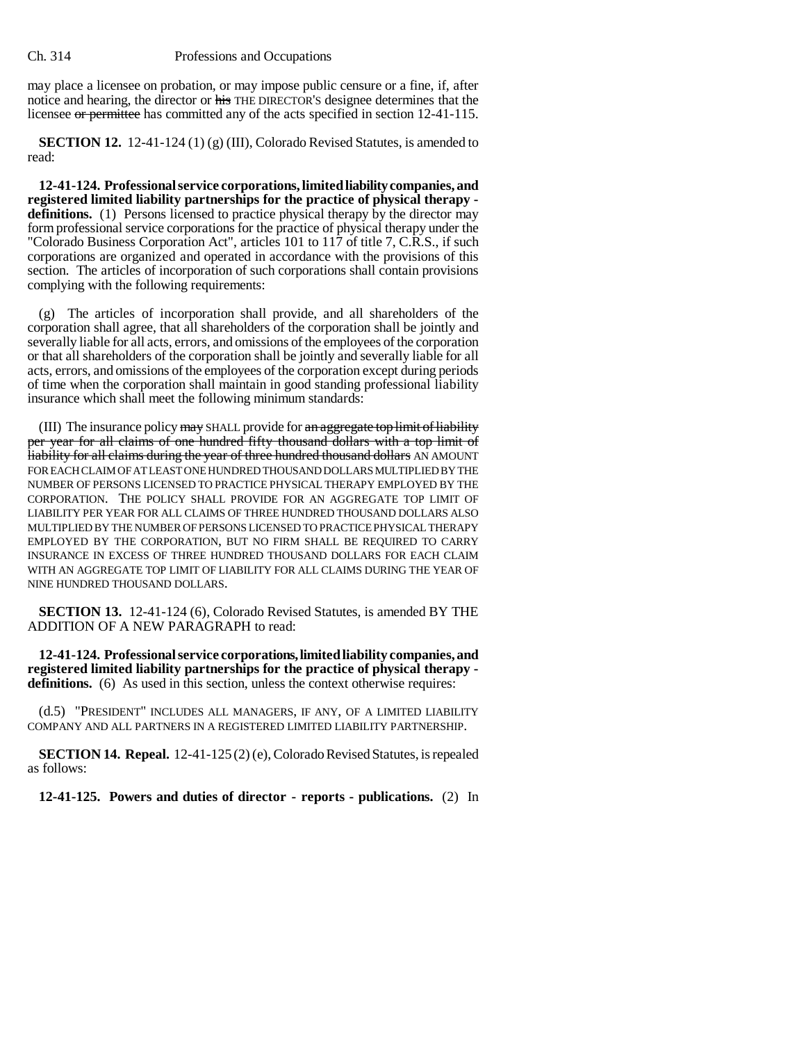may place a licensee on probation, or may impose public censure or a fine, if, after notice and hearing, the director or ~~his~~ THE DIRECTOR'S designee determines that the licensee ~~or permittee~~ has committed any of the acts specified in section 12-41-115.

**SECTION 12.** 12-41-124 (1) (g) (III), Colorado Revised Statutes, is amended to read:

**12-41-124. Professional service corporations, limited liability companies, and registered limited liability partnerships for the practice of physical therapy - definitions.** (1) Persons licensed to practice physical therapy by the director may form professional service corporations for the practice of physical therapy under the "Colorado Business Corporation Act", articles 101 to 117 of title 7, C.R.S., if such corporations are organized and operated in accordance with the provisions of this section. The articles of incorporation of such corporations shall contain provisions complying with the following requirements:

(g) The articles of incorporation shall provide, and all shareholders of the corporation shall agree, that all shareholders of the corporation shall be jointly and severally liable for all acts, errors, and omissions of the employees of the corporation or that all shareholders of the corporation shall be jointly and severally liable for all acts, errors, and omissions of the employees of the corporation except during periods of time when the corporation shall maintain in good standing professional liability insurance which shall meet the following minimum standards:

(III) The insurance policy ~~may~~ SHALL provide for ~~an aggregate top limit of liability per year for all claims of one hundred fifty thousand dollars with a top limit of liability for all claims during the year of three hundred thousand dollars~~ AN AMOUNT FOR EACH CLAIM OF AT LEAST ONE HUNDRED THOUSAND DOLLARS MULTIPLIED BY THE NUMBER OF PERSONS LICENSED TO PRACTICE PHYSICAL THERAPY EMPLOYED BY THE CORPORATION. THE POLICY SHALL PROVIDE FOR AN AGGREGATE TOP LIMIT OF LIABILITY PER YEAR FOR ALL CLAIMS OF THREE HUNDRED THOUSAND DOLLARS ALSO MULTIPLIED BY THE NUMBER OF PERSONS LICENSED TO PRACTICE PHYSICAL THERAPY EMPLOYED BY THE CORPORATION, BUT NO FIRM SHALL BE REQUIRED TO CARRY INSURANCE IN EXCESS OF THREE HUNDRED THOUSAND DOLLARS FOR EACH CLAIM WITH AN AGGREGATE TOP LIMIT OF LIABILITY FOR ALL CLAIMS DURING THE YEAR OF NINE HUNDRED THOUSAND DOLLARS.

**SECTION 13.** 12-41-124 (6), Colorado Revised Statutes, is amended BY THE ADDITION OF A NEW PARAGRAPH to read:

**12-41-124. Professional service corporations, limited liability companies, and registered limited liability partnerships for the practice of physical therapy - definitions.** (6) As used in this section, unless the context otherwise requires:

(d.5) "PRESIDENT" INCLUDES ALL MANAGERS, IF ANY, OF A LIMITED LIABILITY COMPANY AND ALL PARTNERS IN A REGISTERED LIMITED LIABILITY PARTNERSHIP.

**SECTION 14. Repeal.** 12-41-125 (2) (e), Colorado Revised Statutes, is repealed as follows:

**12-41-125. Powers and duties of director - reports - publications.** (2) In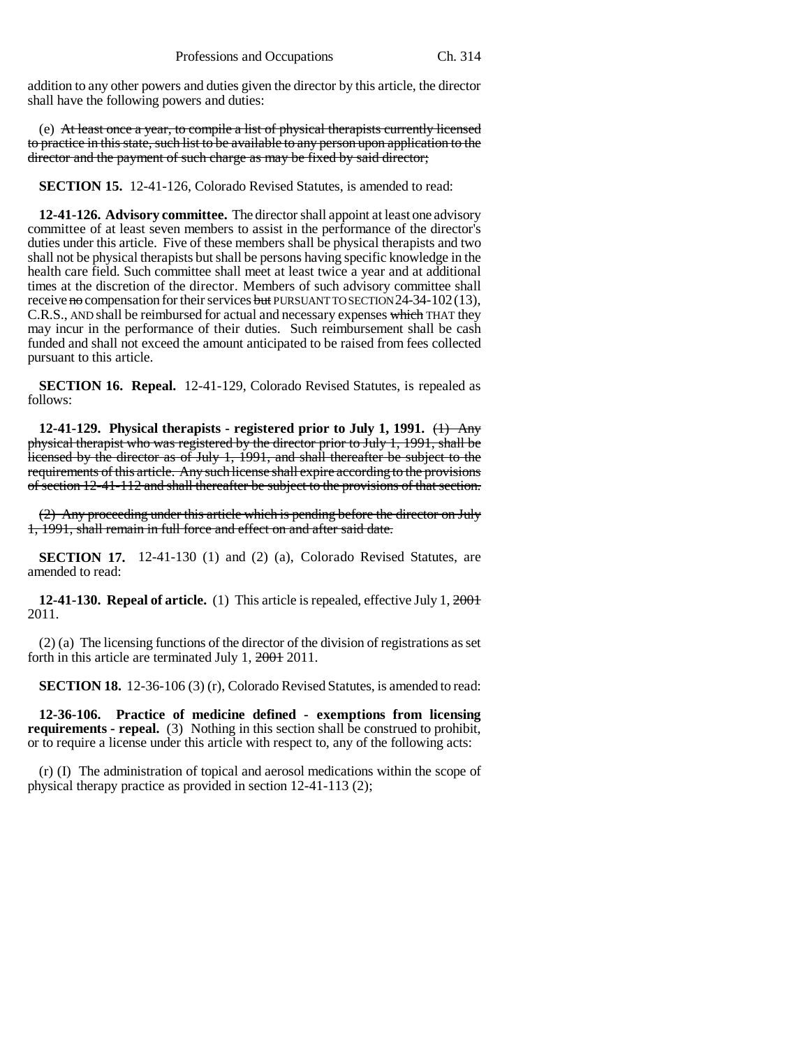addition to any other powers and duties given the director by this article, the director shall have the following powers and duties:

(e) ~~At least once a year, to compile a list of physical therapists currently licensed to practice in this state, such list to be available to any person upon application to the director and the payment of such charge as may be fixed by said director;~~

**SECTION 15.** 12-41-126, Colorado Revised Statutes, is amended to read:

**12-41-126. Advisory committee.** The director shall appoint at least one advisory committee of at least seven members to assist in the performance of the director's duties under this article. Five of these members shall be physical therapists and two shall not be physical therapists but shall be persons having specific knowledge in the health care field. Such committee shall meet at least twice a year and at additional times at the discretion of the director. Members of such advisory committee shall receive ~~no~~ compensation for their services ~~but~~ PURSUANT TO SECTION 24-34-102 (13), C.R.S., AND shall be reimbursed for actual and necessary expenses ~~which~~ THAT they may incur in the performance of their duties. Such reimbursement shall be cash funded and shall not exceed the amount anticipated to be raised from fees collected pursuant to this article.

**SECTION 16. Repeal.** 12-41-129, Colorado Revised Statutes, is repealed as follows:

**12-41-129. Physical therapists - registered prior to July 1, 1991.** ~~(1) Any physical therapist who was registered by the director prior to July 1, 1991, shall be licensed by the director as of July 1, 1991, and shall thereafter be subject to the requirements of this article. Any such license shall expire according to the provisions of section 12-41-112 and shall thereafter be subject to the provisions of that section.~~

~~(2) Any proceeding under this article which is pending before the director on July 1, 1991, shall remain in full force and effect on and after said date.~~

**SECTION 17.** 12-41-130 (1) and (2) (a), Colorado Revised Statutes, are amended to read:

**12-41-130. Repeal of article.** (1) This article is repealed, effective July 1, ~~2001~~ 2011.

(2) (a) The licensing functions of the director of the division of registrations as set forth in this article are terminated July 1, ~~2001~~ 2011.

**SECTION 18.** 12-36-106 (3) (r), Colorado Revised Statutes, is amended to read:

**12-36-106. Practice of medicine defined - exemptions from licensing requirements - repeal.** (3) Nothing in this section shall be construed to prohibit, or to require a license under this article with respect to, any of the following acts:

(r) (I) The administration of topical and aerosol medications within the scope of physical therapy practice as provided in section 12-41-113 (2);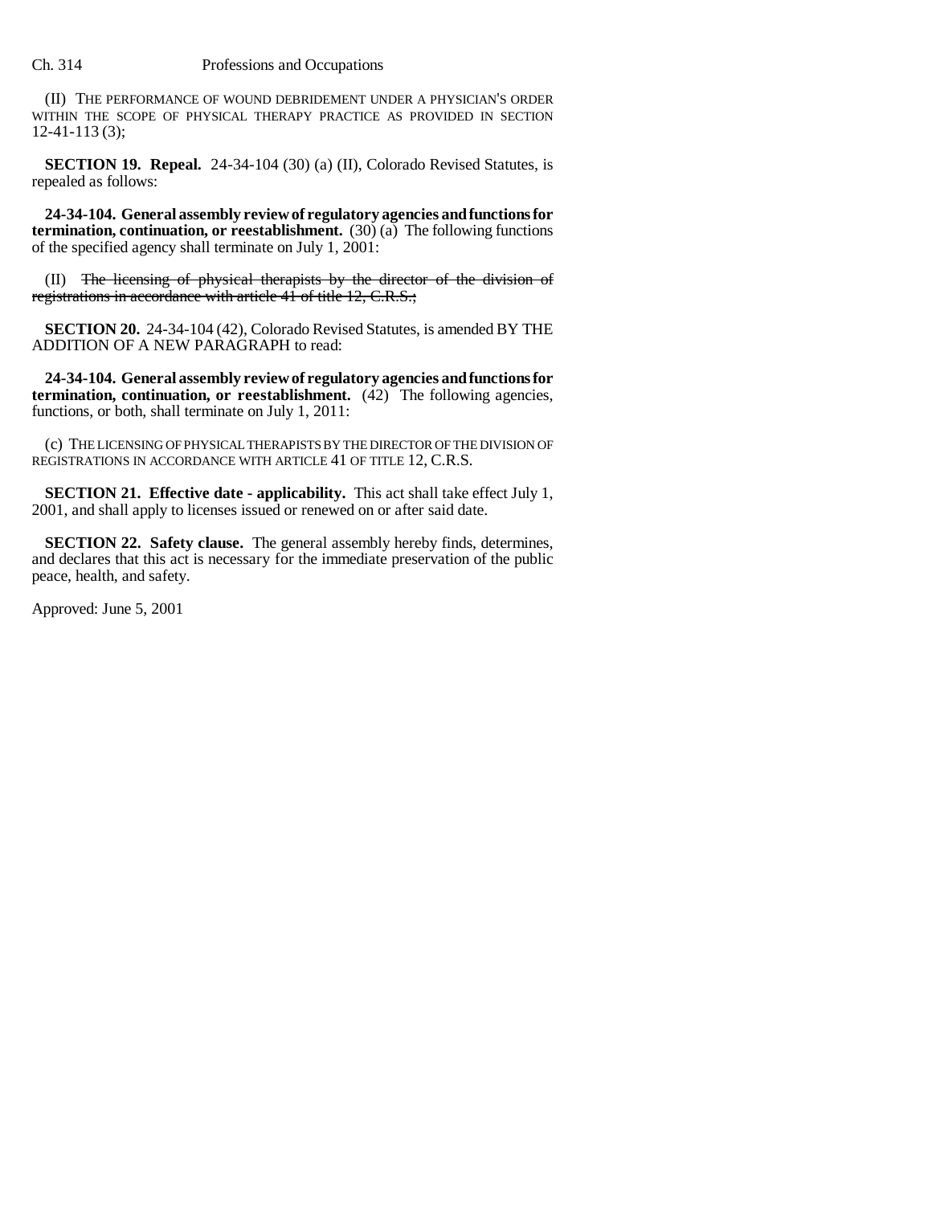(II) THE PERFORMANCE OF WOUND DEBRIDEMENT UNDER A PHYSICIAN'S ORDER WITHIN THE SCOPE OF PHYSICAL THERAPY PRACTICE AS PROVIDED IN SECTION 12-41-113 (3);

**SECTION 19. Repeal.** 24-34-104 (30) (a) (II), Colorado Revised Statutes, is repealed as follows:

**24-34-104. General assembly review of regulatory agencies and functions for termination, continuation, or reestablishment.** (30) (a) The following functions of the specified agency shall terminate on July 1, 2001:

(II) ~~The licensing of physical therapists by the director of the division of registrations in accordance with article 41 of title 12, C.R.S.;~~

**SECTION 20.** 24-34-104 (42), Colorado Revised Statutes, is amended BY THE ADDITION OF A NEW PARAGRAPH to read:

**24-34-104. General assembly review of regulatory agencies and functions for termination, continuation, or reestablishment.** (42) The following agencies, functions, or both, shall terminate on July 1, 2011:

(c) THE LICENSING OF PHYSICAL THERAPISTS BY THE DIRECTOR OF THE DIVISION OF REGISTRATIONS IN ACCORDANCE WITH ARTICLE 41 OF TITLE 12, C.R.S.

**SECTION 21. Effective date - applicability.** This act shall take effect July 1, 2001, and shall apply to licenses issued or renewed on or after said date.

**SECTION 22. Safety clause.** The general assembly hereby finds, determines, and declares that this act is necessary for the immediate preservation of the public peace, health, and safety.

Approved: June 5, 2001